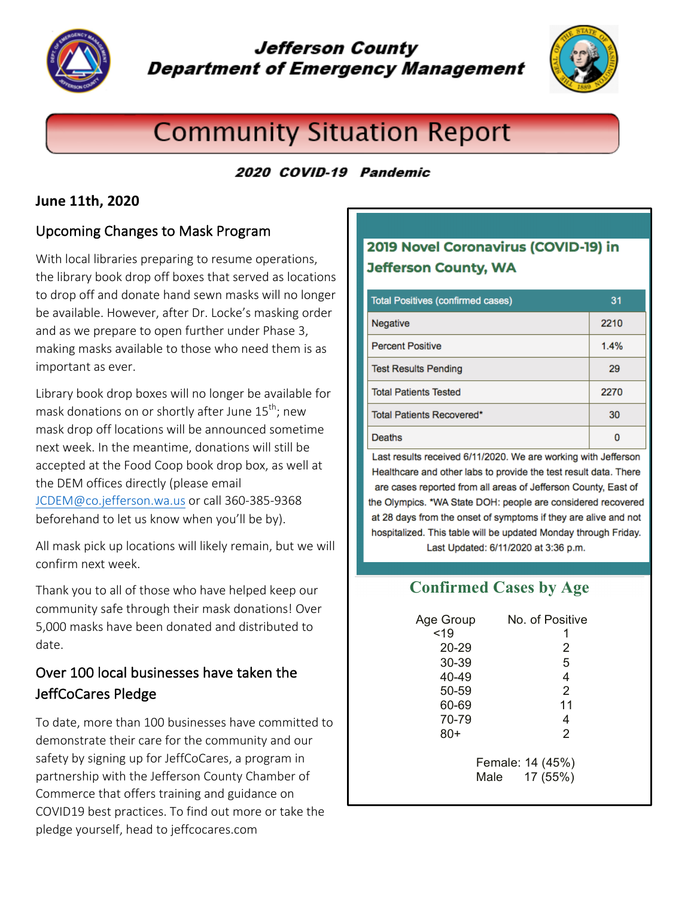# Jefferson County Department of Emergency Management

## Community Situation Report

***2020 COVID-19 Pandemic***

**June 11th, 2020**

### Upcoming Changes to Mask Program

With local libraries preparing to resume operations, the library book drop off boxes that served as locations to drop off and donate hand sewn masks will no longer be available. However, after Dr. Locke's masking order and as we prepare to open further under Phase 3, making masks available to those who need them is as important as ever.

Library book drop boxes will no longer be available for mask donations on or shortly after June 15th; new mask drop off locations will be announced sometime next week. In the meantime, donations will still be accepted at the Food Coop book drop box, as well at the DEM offices directly (please email JCDEM@co.jefferson.wa.us or call 360-385-9368 beforehand to let us know when you'll be by).

All mask pick up locations will likely remain, but we will confirm next week.

Thank you to all of those who have helped keep our community safe through their mask donations! Over 5,000 masks have been donated and distributed to date.

### Over 100 local businesses have taken the JeffCoCares Pledge

To date, more than 100 businesses have committed to demonstrate their care for the community and our safety by signing up for JeffCoCares, a program in partnership with the Jefferson County Chamber of Commerce that offers training and guidance on COVID19 best practices. To find out more or take the pledge yourself, head to jeffcocares.com

### 2019 Novel Coronavirus (COVID-19) in Jefferson County, WA

| Total Positives (confirmed cases) | 31 |
|---|---|
| Negative | 2210 |
| Percent Positive | 1.4% |
| Test Results Pending | 29 |
| Total Patients Tested | 2270 |
| Total Patients Recovered* | 30 |
| Deaths | 0 |

Last results received 6/11/2020. We are working with Jefferson Healthcare and other labs to provide the test result data. There are cases reported from all areas of Jefferson County, East of the Olympics. *WA State DOH: people are considered recovered at 28 days from the onset of symptoms if they are alive and not hospitalized. This table will be updated Monday through Friday. Last Updated: 6/11/2020 at 3:36 p.m.

### Confirmed Cases by Age

| Age Group | No. of Positive |
|---|---|
| <19 | 1 |
| 20-29 | 2 |
| 30-39 | 5 |
| 40-49 | 4 |
| 50-59 | 2 |
| 60-69 | 11 |
| 70-79 | 4 |
| 80+ | 2 |

Female: 14 (45%)
Male 17 (55%)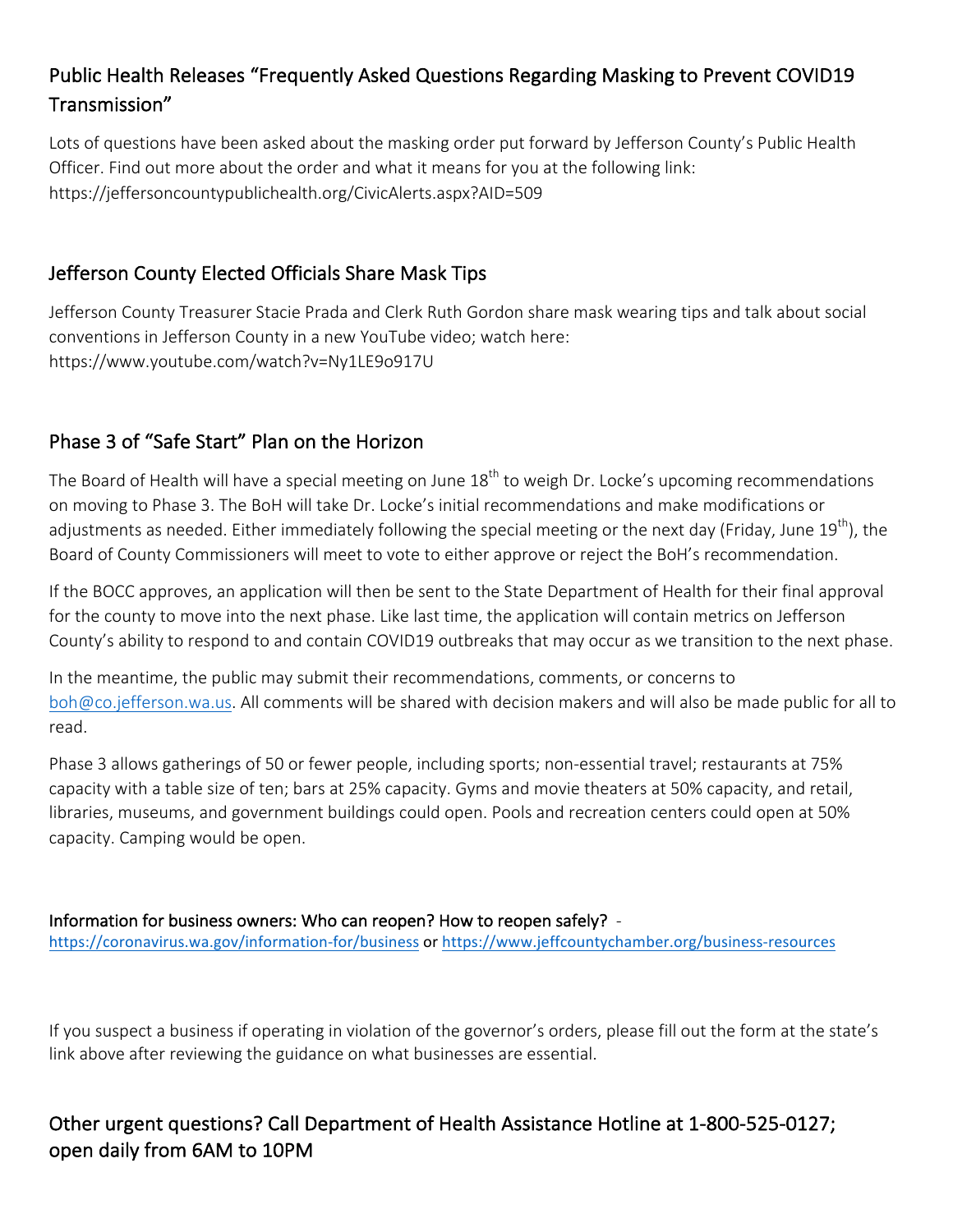## Public Health Releases "Frequently Asked Questions Regarding Masking to Prevent COVID19 Transmission"

Lots of questions have been asked about the masking order put forward by Jefferson County's Public Health Officer. Find out more about the order and what it means for you at the following link: https://jeffersoncountypublichealth.org/CivicAlerts.aspx?AID=509

## Jefferson County Elected Officials Share Mask Tips

Jefferson County Treasurer Stacie Prada and Clerk Ruth Gordon share mask wearing tips and talk about social conventions in Jefferson County in a new YouTube video; watch here: https://www.youtube.com/watch?v=Ny1LE9o917U

## Phase 3 of "Safe Start" Plan on the Horizon

The Board of Health will have a special meeting on June 18th to weigh Dr. Locke's upcoming recommendations on moving to Phase 3. The BoH will take Dr. Locke's initial recommendations and make modifications or adjustments as needed. Either immediately following the special meeting or the next day (Friday, June 19th), the Board of County Commissioners will meet to vote to either approve or reject the BoH's recommendation.

If the BOCC approves, an application will then be sent to the State Department of Health for their final approval for the county to move into the next phase. Like last time, the application will contain metrics on Jefferson County's ability to respond to and contain COVID19 outbreaks that may occur as we transition to the next phase.

In the meantime, the public may submit their recommendations, comments, or concerns to boh@co.jefferson.wa.us. All comments will be shared with decision makers and will also be made public for all to read.

Phase 3 allows gatherings of 50 or fewer people, including sports; non-essential travel; restaurants at 75% capacity with a table size of ten; bars at 25% capacity. Gyms and movie theaters at 50% capacity, and retail, libraries, museums, and government buildings could open. Pools and recreation centers could open at 50% capacity. Camping would be open.

**Information for business owners: Who can reopen? How to reopen safely?** - https://coronavirus.wa.gov/information-for/business or https://www.jeffcountychamber.org/business-resources

If you suspect a business if operating in violation of the governor's orders, please fill out the form at the state's link above after reviewing the guidance on what businesses are essential.

## Other urgent questions? Call Department of Health Assistance Hotline at 1-800-525-0127; open daily from 6AM to 10PM